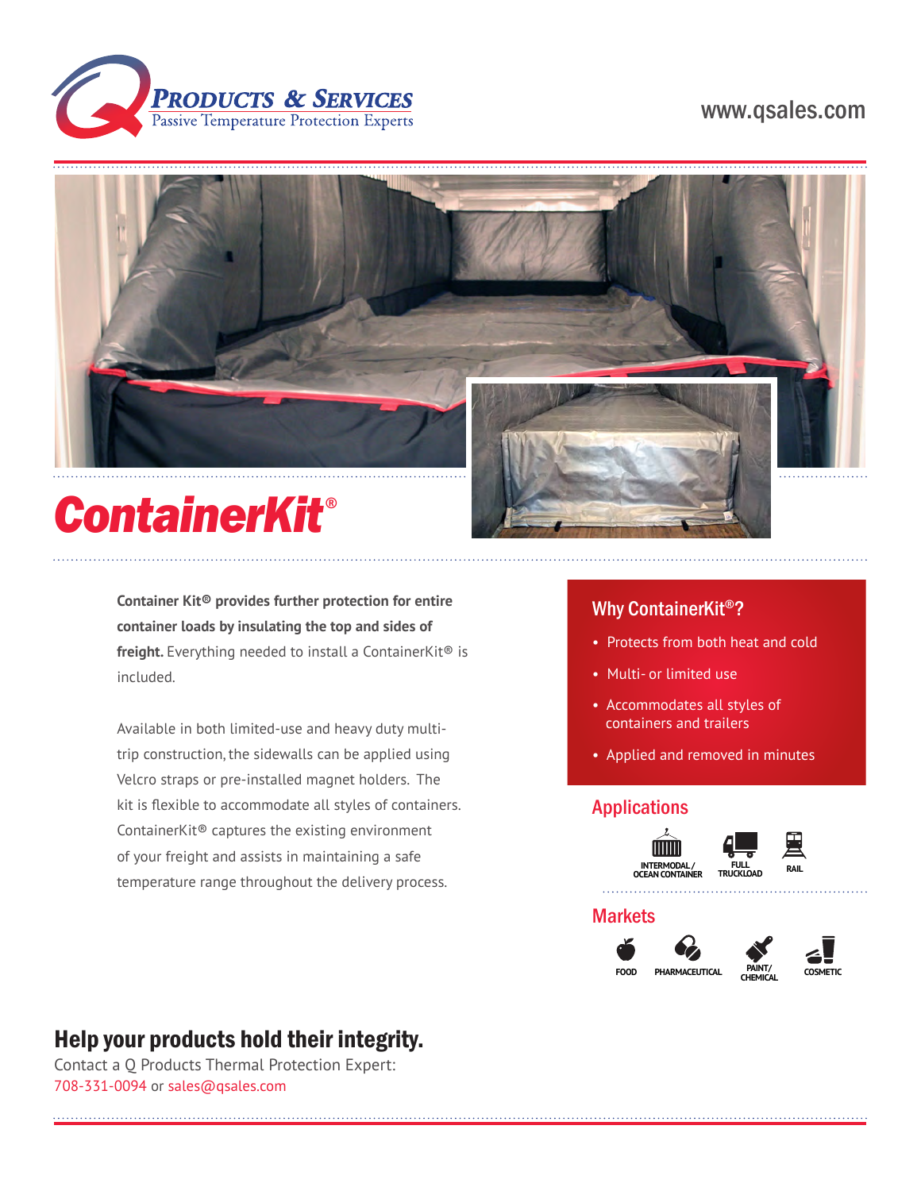**Q Products & Services**
Passive Temperature Protection Experts

www.qsales.com

# ContainerKit®

**Container Kit® provides further protection for entire container loads by insulating the top and sides of freight.** Everything needed to install a ContainerKit® is included.

Available in both limited-use and heavy duty multi-trip construction, the sidewalls can be applied using Velcro straps or pre-installed magnet holders. The kit is flexible to accommodate all styles of containers. ContainerKit® captures the existing environment of your freight and assists in maintaining a safe temperature range throughout the delivery process.

## Why ContainerKit®?

- Protects from both heat and cold
- Multi- or limited use
- Accommodates all styles of containers and trailers
- Applied and removed in minutes

## Applications

INTERMODAL / OCEAN CONTAINER | FULL TRUCKLOAD | RAIL

## Markets

FOOD | PHARMACEUTICAL | PAINT/ CHEMICAL | COSMETIC

## Help your products hold their integrity.

Contact a Q Products Thermal Protection Expert:
708-331-0094 or sales@qsales.com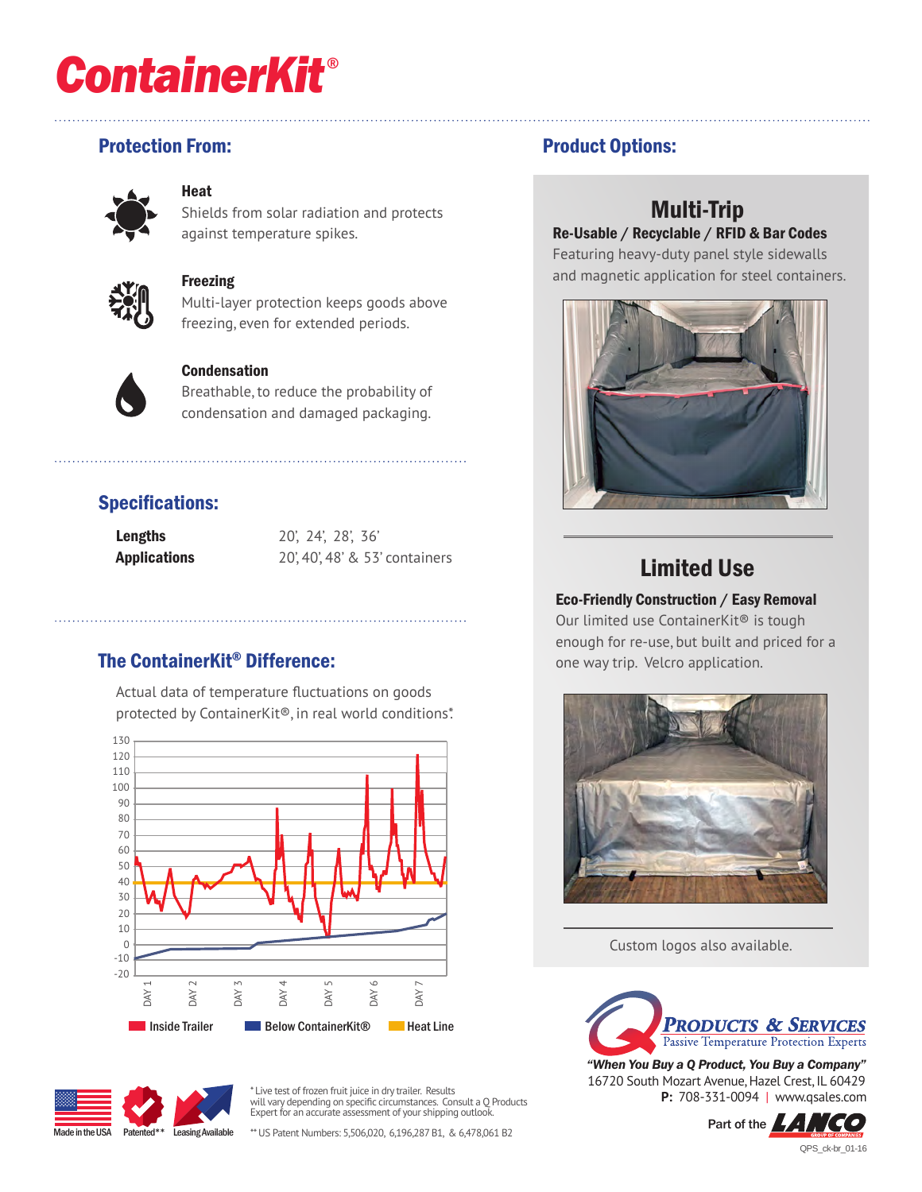# ContainerKit®

## Protection From:

**Heat**
Shields from solar radiation and protects against temperature spikes.

**Freezing**
Multi-layer protection keeps goods above freezing, even for extended periods.

**Condensation**
Breathable, to reduce the probability of condensation and damaged packaging.

## Specifications:

| | |
|---|---|
| **Lengths** | 20', 24', 28', 36' |
| **Applications** | 20', 40', 48' & 53' containers |

## The ContainerKit® Difference:

Actual data of temperature fluctuations on goods protected by ContainerKit®, in real world conditions*.

130
120
110
100
90
80
70
60
50
40
30
20
10
0
-10
-20

DAY 1
DAY 2
DAY 3
DAY 4
DAY 5
DAY 6
DAY 7

Inside Trailer
Below ContainerKit®
Heat Line

Made in the USA
Patented**
Leasing Available

* Live test of frozen fruit juice in dry trailer. Results will vary depending on specific circumstances. Consult a Q Products Expert for an accurate assessment of your shipping outlook.

** US Patent Numbers: 5,506,020, 6,196,287 B1, & 6,478,061 B2

## Product Options:

### Multi-Trip

**Re-Usable / Recyclable / RFID & Bar Codes**

Featuring heavy-duty panel style sidewalls and magnetic application for steel containers.

### Limited Use

**Eco-Friendly Construction / Easy Removal**

Our limited use ContainerKit® is tough enough for re-use, but built and priced for a one way trip. Velcro application.

Custom logos also available.

**Products & Services**
Passive Temperature Protection Experts

***"When You Buy a Q Product, You Buy a Company"***

16720 South Mozart Avenue, Hazel Crest, IL 60429

**P:** 708-331-0094 | www.qsales.com

Part of the LANCO Group of Companies

QPS_ck-br_01-16